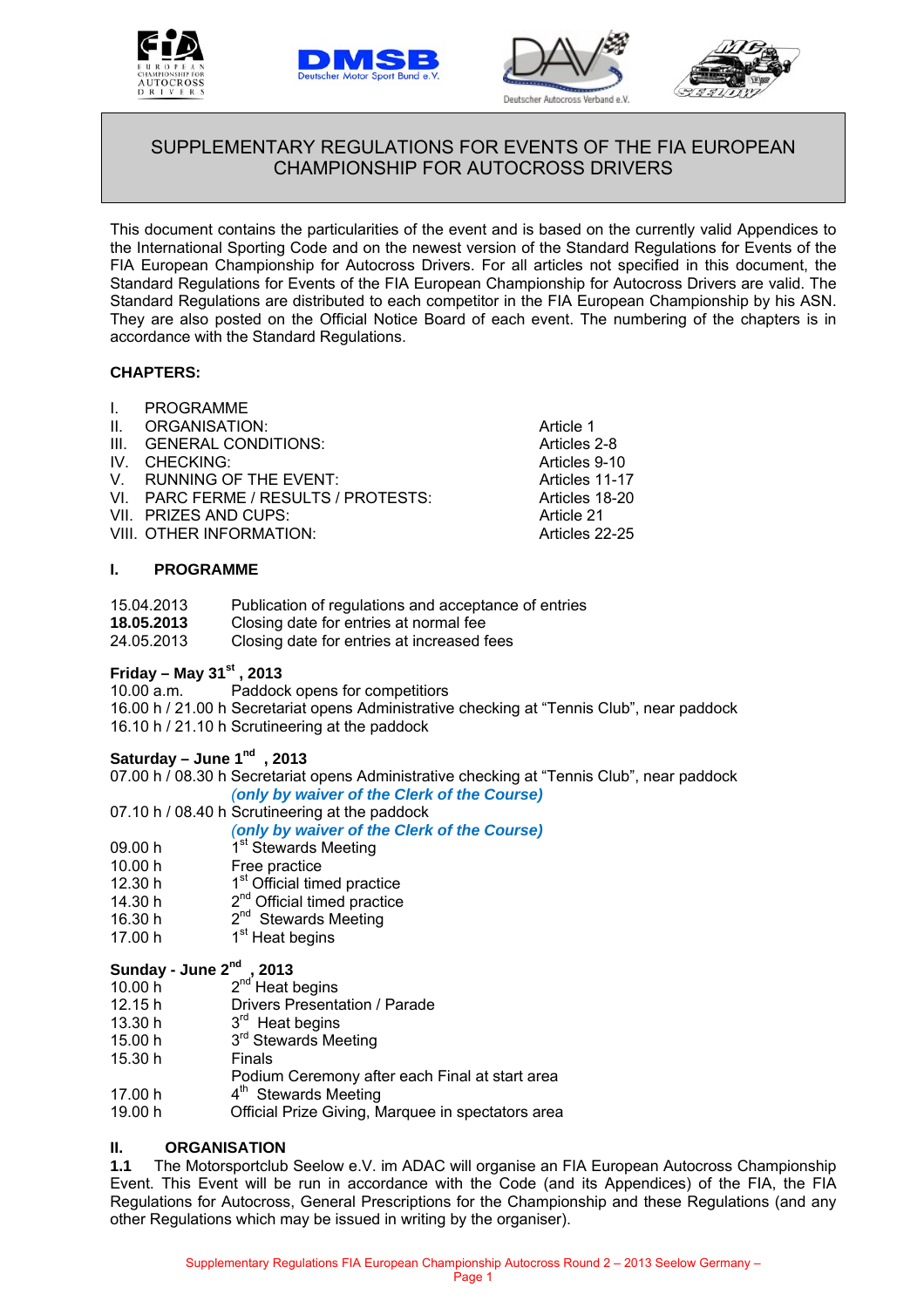# SUPPLEMENTARY REGULATIONS FOR EVENTS OF THE FIA EUROPEAN CHAMPIONSHIP FOR AUTOCROSS DRIVERS

This document contains the particularities of the event and is based on the currently valid Appendices to the International Sporting Code and on the newest version of the Standard Regulations for Events of the FIA European Championship for Autocross Drivers. For all articles not specified in this document, the Standard Regulations for Events of the FIA European Championship for Autocross Drivers are valid. The Standard Regulations are distributed to each competitor in the FIA European Championship by his ASN. They are also posted on the Official Notice Board of each event. The numbering of the chapters is in accordance with the Standard Regulations.

**CHAPTERS:**

| | |
|---|---|
| I. PROGRAMME | |
| II. ORGANISATION: | Article 1 |
| III. GENERAL CONDITIONS: | Articles 2-8 |
| IV. CHECKING: | Articles 9-10 |
| V. RUNNING OF THE EVENT: | Articles 11-17 |
| VI. PARC FERME / RESULTS / PROTESTS: | Articles 18-20 |
| VII. PRIZES AND CUPS: | Article 21 |
| VIII. OTHER INFORMATION: | Articles 22-25 |

## I. PROGRAMME

15.04.2013 Publication of regulations and acceptance of entries
**18.05.2013** Closing date for entries at normal fee
24.05.2013 Closing date for entries at increased fees

**Friday – May 31st, 2013**
10.00 a.m. Paddock opens for competitors
16.00 h / 21.00 h Secretariat opens Administrative checking at "Tennis Club", near paddock
16.10 h / 21.10 h Scrutineering at the paddock

**Saturday – June 1st, 2013**
07.00 h / 08.30 h Secretariat opens Administrative checking at "Tennis Club", near paddock
***(only by waiver of the Clerk of the Course)***
07.10 h / 08.40 h Scrutineering at the paddock
***(only by waiver of the Clerk of the Course)***
09.00 h 1st Stewards Meeting
10.00 h Free practice
12.30 h 1st Official timed practice
14.30 h 2nd Official timed practice
16.30 h 2nd Stewards Meeting
17.00 h 1st Heat begins

**Sunday - June 2nd, 2013**
10.00 h 2nd Heat begins
12.15 h Drivers Presentation / Parade
13.30 h 3rd Heat begins
15.00 h 3rd Stewards Meeting
15.30 h Finals
Podium Ceremony after each Final at start area
17.00 h 4th Stewards Meeting
19.00 h Official Prize Giving, Marquee in spectators area

## II. ORGANISATION

**1.1** The Motorsportclub Seelow e.V. im ADAC will organise an FIA European Autocross Championship Event. This Event will be run in accordance with the Code (and its Appendices) of the FIA, the FIA Regulations for Autocross, General Prescriptions for the Championship and these Regulations (and any other Regulations which may be issued in writing by the organiser).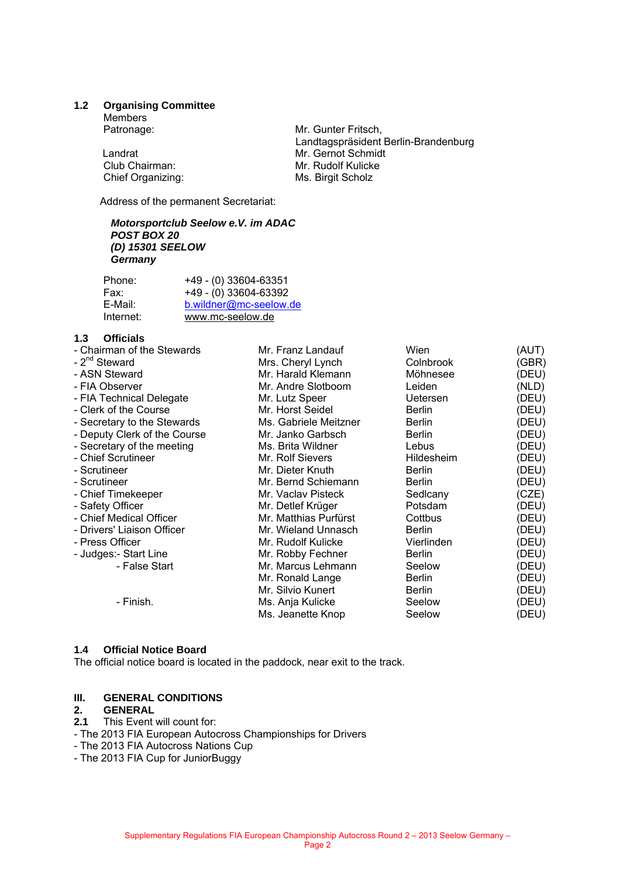### 1.2 Organising Committee

Members

| | |
|---|---|
| Patronage: | Mr. Gunter Fritsch, Landtagspräsident Berlin-Brandenburg |
| Landrat | Mr. Gernot Schmidt |
| Club Chairman: | Mr. Rudolf Kulicke |
| Chief Organizing: | Ms. Birgit Scholz |

Address of the permanent Secretariat:

***Motorsportclub Seelow e.V. im ADAC***
***POST BOX 20***
***(D) 15301 SEELOW***
***Germany***

| | |
|---|---|
| Phone: | +49 - (0) 33604-63351 |
| Fax: | +49 - (0) 33604-63392 |
| E-Mail: | b.wildner@mc-seelow.de |
| Internet: | www.mc-seelow.de |

### 1.3 Officials

| | | | |
|---|---|---|---|
| - Chairman of the Stewards | Mr. Franz Landauf | Wien | (AUT) |
| - 2nd Steward | Mrs. Cheryl Lynch | Colnbrook | (GBR) |
| - ASN Steward | Mr. Harald Klemann | Möhnesee | (DEU) |
| - FIA Observer | Mr. Andre Slotboom | Leiden | (NLD) |
| - FIA Technical Delegate | Mr. Lutz Speer | Uetersen | (DEU) |
| - Clerk of the Course | Mr. Horst Seidel | Berlin | (DEU) |
| - Secretary to the Stewards | Ms. Gabriele Meitzner | Berlin | (DEU) |
| - Deputy Clerk of the Course | Mr. Janko Garbsch | Berlin | (DEU) |
| - Secretary of the meeting | Ms. Brita Wildner | Lebus | (DEU) |
| - Chief Scrutineer | Mr. Rolf Sievers | Hildesheim | (DEU) |
| - Scrutineer | Mr. Dieter Knuth | Berlin | (DEU) |
| - Scrutineer | Mr. Bernd Schiemann | Berlin | (DEU) |
| - Chief Timekeeper | Mr. Vaclav Pisteck | Sedlcany | (CZE) |
| - Safety Officer | Mr. Detlef Krüger | Potsdam | (DEU) |
| - Chief Medical Officer | Mr. Matthias Purfürst | Cottbus | (DEU) |
| - Drivers' Liaison Officer | Mr. Wieland Unnasch | Berlin | (DEU) |
| - Press Officer | Mr. Rudolf Kulicke | Vierlinden | (DEU) |
| - Judges:- Start Line | Mr. Robby Fechner | Berlin | (DEU) |
| - False Start | Mr. Marcus Lehmann | Seelow | (DEU) |
| | Mr. Ronald Lange | Berlin | (DEU) |
| | Mr. Silvio Kunert | Berlin | (DEU) |
| - Finish. | Ms. Anja Kulicke | Seelow | (DEU) |
| | Ms. Jeanette Knop | Seelow | (DEU) |

### 1.4 Official Notice Board

The official notice board is located in the paddock, near exit to the track.

## III. GENERAL CONDITIONS

### 2. GENERAL

**2.1** This Event will count for:

- The 2013 FIA European Autocross Championships for Drivers
- The 2013 FIA Autocross Nations Cup
- The 2013 FIA Cup for JuniorBuggy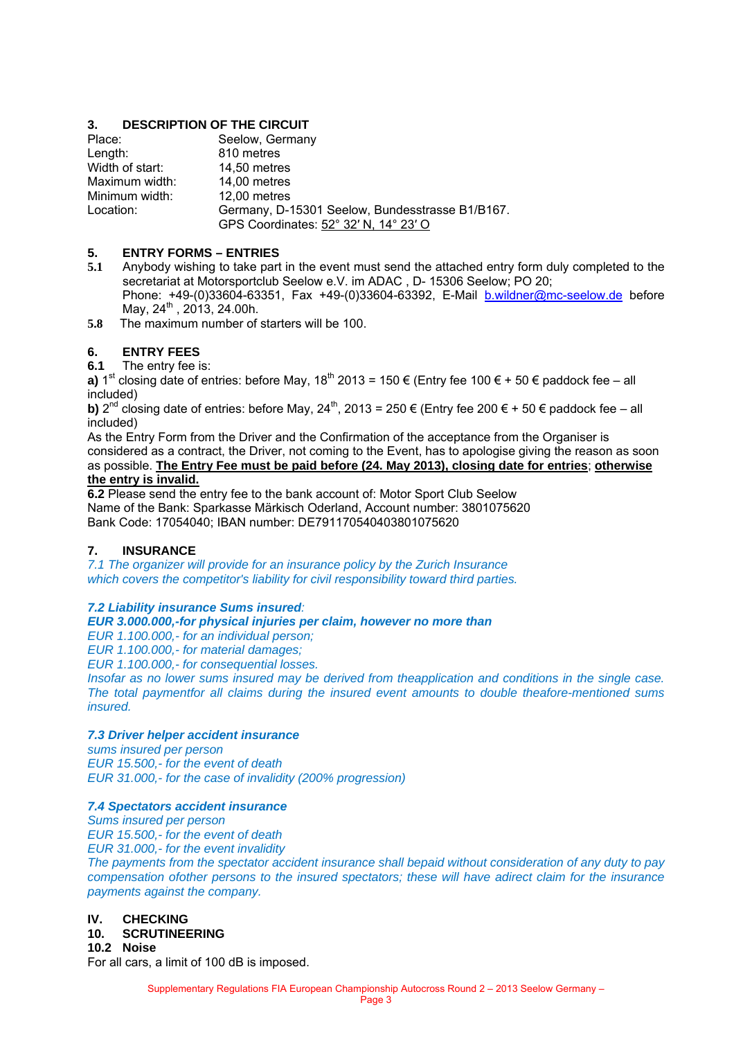## 3. DESCRIPTION OF THE CIRCUIT

| | |
|---|---|
| Place: | Seelow, Germany |
| Length: | 810 metres |
| Width of start: | 14,50 metres |
| Maximum width: | 14,00 metres |
| Minimum width: | 12,00 metres |
| Location: | Germany, D-15301 Seelow, Bundesstrasse B1/B167. GPS Coordinates: 52° 32′ N, 14° 23′ O |

## 5. ENTRY FORMS – ENTRIES

**5.1** Anybody wishing to take part in the event must send the attached entry form duly completed to the secretariat at Motorsportclub Seelow e.V. im ADAC , D- 15306 Seelow; PO 20;
Phone: +49-(0)33604-63351, Fax +49-(0)33604-63392, E-Mail b.wildner@mc-seelow.de before May, 24th , 2013, 24.00h.

**5.8** The maximum number of starters will be 100.

## 6. ENTRY FEES

**6.1** The entry fee is:

**a)** 1st closing date of entries: before May, 18th 2013 = 150 € (Entry fee 100 € + 50 € paddock fee – all included)

**b)** 2nd closing date of entries: before May, 24th, 2013 = 250 € (Entry fee 200 € + 50 € paddock fee – all included)

As the Entry Form from the Driver and the Confirmation of the acceptance from the Organiser is considered as a contract, the Driver, not coming to the Event, has to apologise giving the reason as soon as possible. **The Entry Fee must be paid before (24. May 2013), closing date for entries**; **otherwise the entry is invalid.**

**6.2** Please send the entry fee to the bank account of: Motor Sport Club Seelow
Name of the Bank: Sparkasse Märkisch Oderland, Account number: 3801075620
Bank Code: 17054040; IBAN number: DE79117054040380107562​0

## 7. INSURANCE

*7.1 The organizer will provide for an insurance policy by the Zurich Insurance which covers the competitor's liability for civil responsibility toward third parties.*

***7.2 Liability insurance Sums insured****:*

***EUR 3.000.000,-for physical injuries per claim, however no more than***

*EUR 1.100.000,- for an individual person;*

*EUR 1.100.000,- for material damages;*

*EUR 1.100.000,- for consequential losses.*

*Insofar as no lower sums insured may be derived from theapplication and conditions in the single case. The total paymentfor all claims during the insured event amounts to double theafore-mentioned sums insured.*

***7.3 Driver helper accident insurance***

*sums insured per person*

*EUR 15.500,- for the event of death*

*EUR 31.000,- for the case of invalidity (200% progression)*

***7.4 Spectators accident insurance***

*Sums insured per person*

*EUR 15.500,- for the event of death*

*EUR 31.000,- for the event invalidity*

*The payments from the spectator accident insurance shall bepaid without consideration of any duty to pay compensation ofother persons to the insured spectators; these will have adirect claim for the insurance payments against the company.*

## IV. CHECKING

## 10. SCRUTINEERING

### 10.2 Noise

For all cars, a limit of 100 dB is imposed.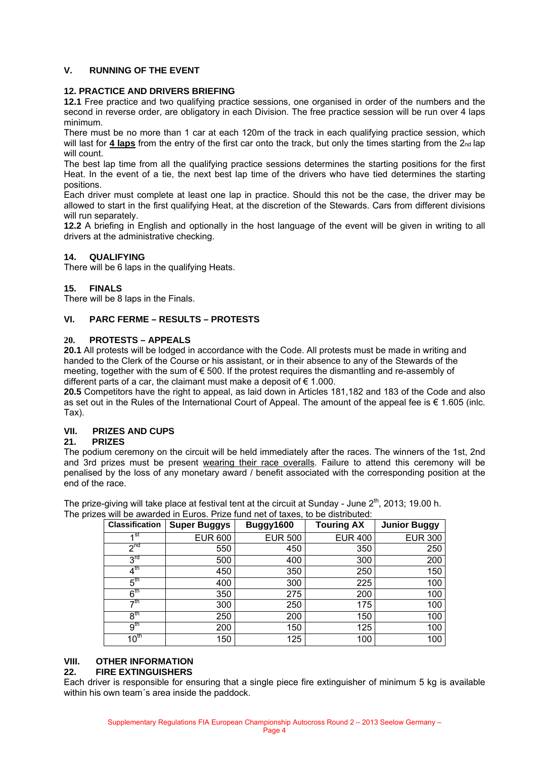## V. RUNNING OF THE EVENT

### 12. PRACTICE AND DRIVERS BRIEFING

**12.1** Free practice and two qualifying practice sessions, one organised in order of the numbers and the second in reverse order, are obligatory in each Division. The free practice session will be run over 4 laps minimum.

There must be no more than 1 car at each 120m of the track in each qualifying practice session, which will last for **<u>4 laps</u>** from the entry of the first car onto the track, but only the times starting from the 2nd lap will count.

The best lap time from all the qualifying practice sessions determines the starting positions for the first Heat. In the event of a tie, the next best lap time of the drivers who have tied determines the starting positions.

Each driver must complete at least one lap in practice. Should this not be the case, the driver may be allowed to start in the first qualifying Heat, at the discretion of the Stewards. Cars from different divisions will run separately.

**12.2** A briefing in English and optionally in the host language of the event will be given in writing to all drivers at the administrative checking.

### 14. QUALIFYING

There will be 6 laps in the qualifying Heats.

### 15. FINALS

There will be 8 laps in the Finals.

## VI. PARC FERME – RESULTS – PROTESTS

### 20. PROTESTS – APPEALS

**20.1** All protests will be lodged in accordance with the Code. All protests must be made in writing and handed to the Clerk of the Course or his assistant, or in their absence to any of the Stewards of the meeting, together with the sum of € 500. If the protest requires the dismantling and re-assembly of different parts of a car, the claimant must make a deposit of € 1.000.

**20.5** Competitors have the right to appeal, as laid down in Articles 181,182 and 183 of the Code and also as set out in the Rules of the International Court of Appeal. The amount of the appeal fee is € 1.605 (inlc. Tax).

## VII. PRIZES AND CUPS

### 21. PRIZES

The podium ceremony on the circuit will be held immediately after the races. The winners of the 1st, 2nd and 3rd prizes must be present <u>wearing their race overalls</u>. Failure to attend this ceremony will be penalised by the loss of any monetary award / benefit associated with the corresponding position at the end of the race.

The prize-giving will take place at festival tent at the circuit at Sunday - June 2th, 2013; 19.00 h.
The prizes will be awarded in Euros. Prize fund net of taxes, to be distributed:

| Classification | Super Buggys | Buggy1600 | Touring AX | Junior Buggy |
|---|---|---|---|---|
| 1st | EUR 600 | EUR 500 | EUR 400 | EUR 300 |
| 2nd | 550 | 450 | 350 | 250 |
| 3rd | 500 | 400 | 300 | 200 |
| 4th | 450 | 350 | 250 | 150 |
| 5th | 400 | 300 | 225 | 100 |
| 6th | 350 | 275 | 200 | 100 |
| 7th | 300 | 250 | 175 | 100 |
| 8th | 250 | 200 | 150 | 100 |
| 9th | 200 | 150 | 125 | 100 |
| 10th | 150 | 125 | 100 | 100 |

## VIII. OTHER INFORMATION

### 22. FIRE EXTINGUISHERS

Each driver is responsible for ensuring that a single piece fire extinguisher of minimum 5 kg is available within his own team´s area inside the paddock.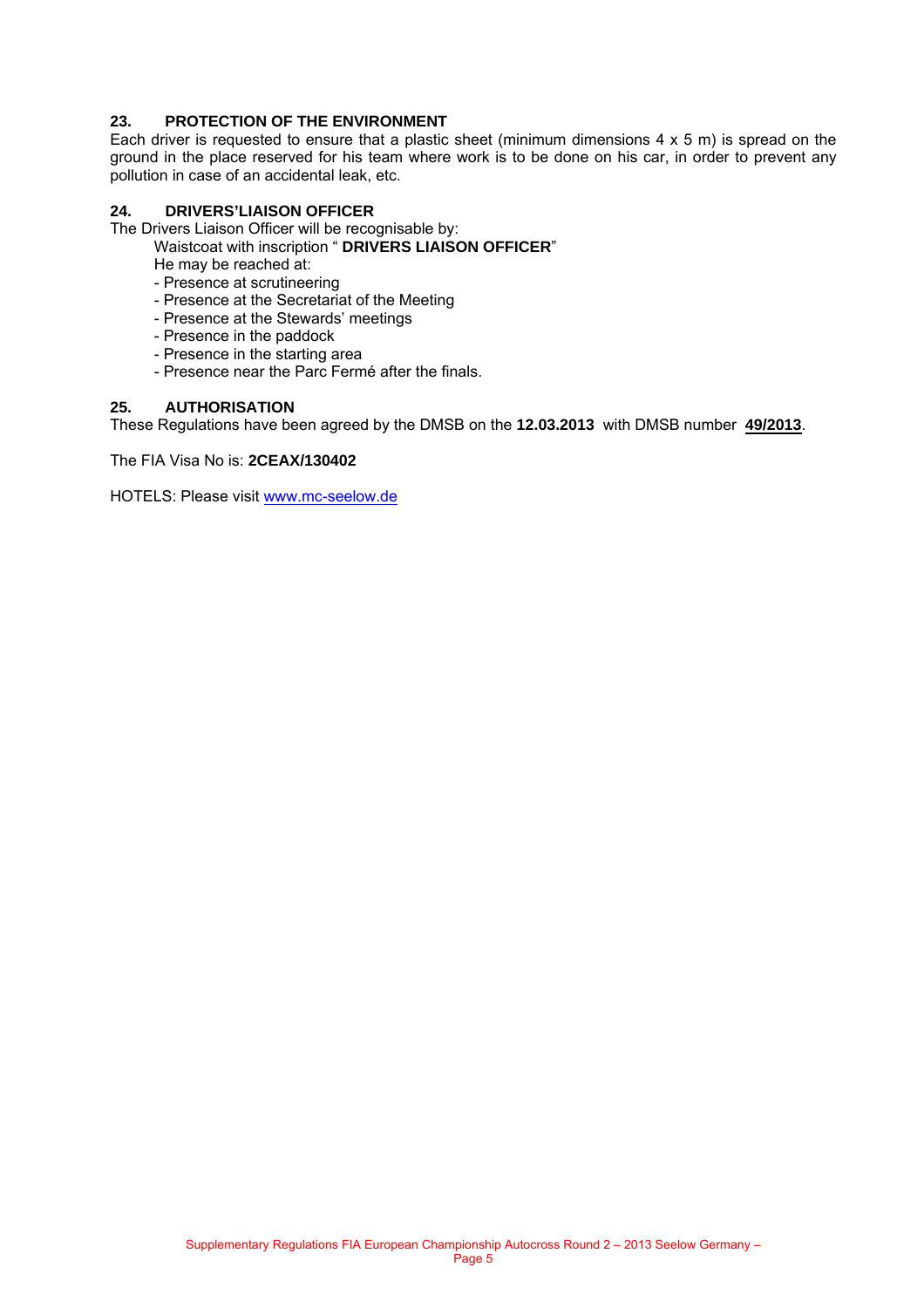## 23. PROTECTION OF THE ENVIRONMENT

Each driver is requested to ensure that a plastic sheet (minimum dimensions 4 x 5 m) is spread on the ground in the place reserved for his team where work is to be done on his car, in order to prevent any pollution in case of an accidental leak, etc.

## 24. DRIVERS'LIAISON OFFICER

The Drivers Liaison Officer will be recognisable by:

Waistcoat with inscription " **DRIVERS LIAISON OFFICER**"

He may be reached at:

- Presence at scrutineering
- Presence at the Secretariat of the Meeting
- Presence at the Stewards' meetings
- Presence in the paddock
- Presence in the starting area
- Presence near the Parc Fermé after the finals.

## 25. AUTHORISATION

These Regulations have been agreed by the DMSB on the **12.03.2013** with DMSB number **49/2013**.

The FIA Visa No is: **2CEAX/130402**

HOTELS: Please visit www.mc-seelow.de